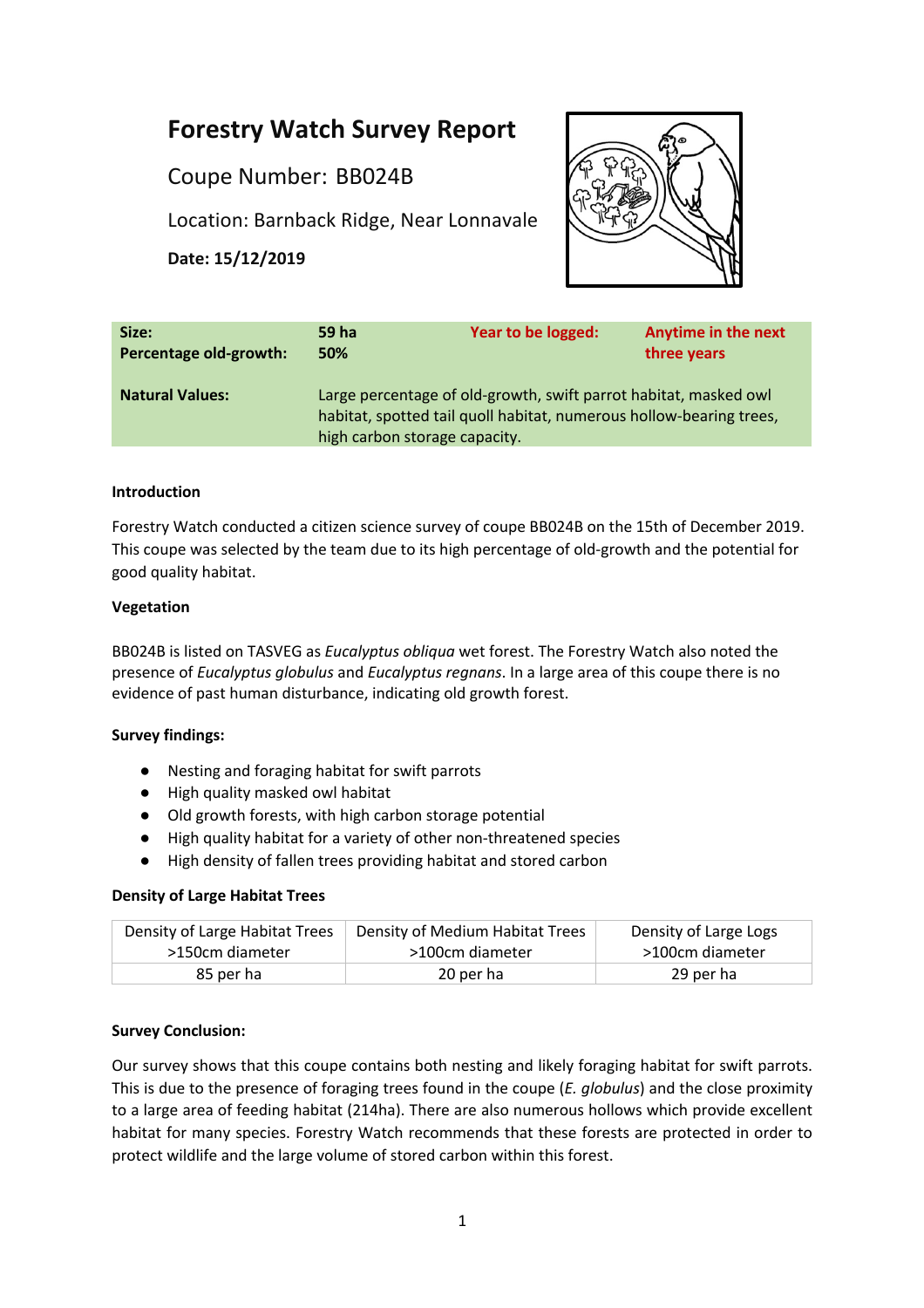# Forestry Watch Survey Report

Coupe Number: BB024B

Location: Barnback Ridge, Near Lonnavale

**Date: 15/12/2019**

| | | | |
|---|---|---|---|
| **Size:** | **59 ha** | **Year to be logged:** | **Anytime in the next three years** |
| **Percentage old-growth:** | **50%** | | |
| **Natural Values:** | Large percentage of old-growth, swift parrot habitat, masked owl habitat, spotted tail quoll habitat, numerous hollow-bearing trees, high carbon storage capacity. | | |

**Introduction**

Forestry Watch conducted a citizen science survey of coupe BB024B on the 15th of December 2019. This coupe was selected by the team due to its high percentage of old-growth and the potential for good quality habitat.

**Vegetation**

BB024B is listed on TASVEG as *Eucalyptus obliqua* wet forest. The Forestry Watch also noted the presence of *Eucalyptus globulus* and *Eucalyptus regnans*. In a large area of this coupe there is no evidence of past human disturbance, indicating old growth forest.

**Survey findings:**

- Nesting and foraging habitat for swift parrots
- High quality masked owl habitat
- Old growth forests, with high carbon storage potential
- High quality habitat for a variety of other non-threatened species
- High density of fallen trees providing habitat and stored carbon

**Density of Large Habitat Trees**

| Density of Large Habitat Trees >150cm diameter | Density of Medium Habitat Trees >100cm diameter | Density of Large Logs >100cm diameter |
|---|---|---|
| 85 per ha | 20 per ha | 29 per ha |

**Survey Conclusion:**

Our survey shows that this coupe contains both nesting and likely foraging habitat for swift parrots. This is due to the presence of foraging trees found in the coupe (*E. globulus*) and the close proximity to a large area of feeding habitat (214ha). There are also numerous hollows which provide excellent habitat for many species. Forestry Watch recommends that these forests are protected in order to protect wildlife and the large volume of stored carbon within this forest.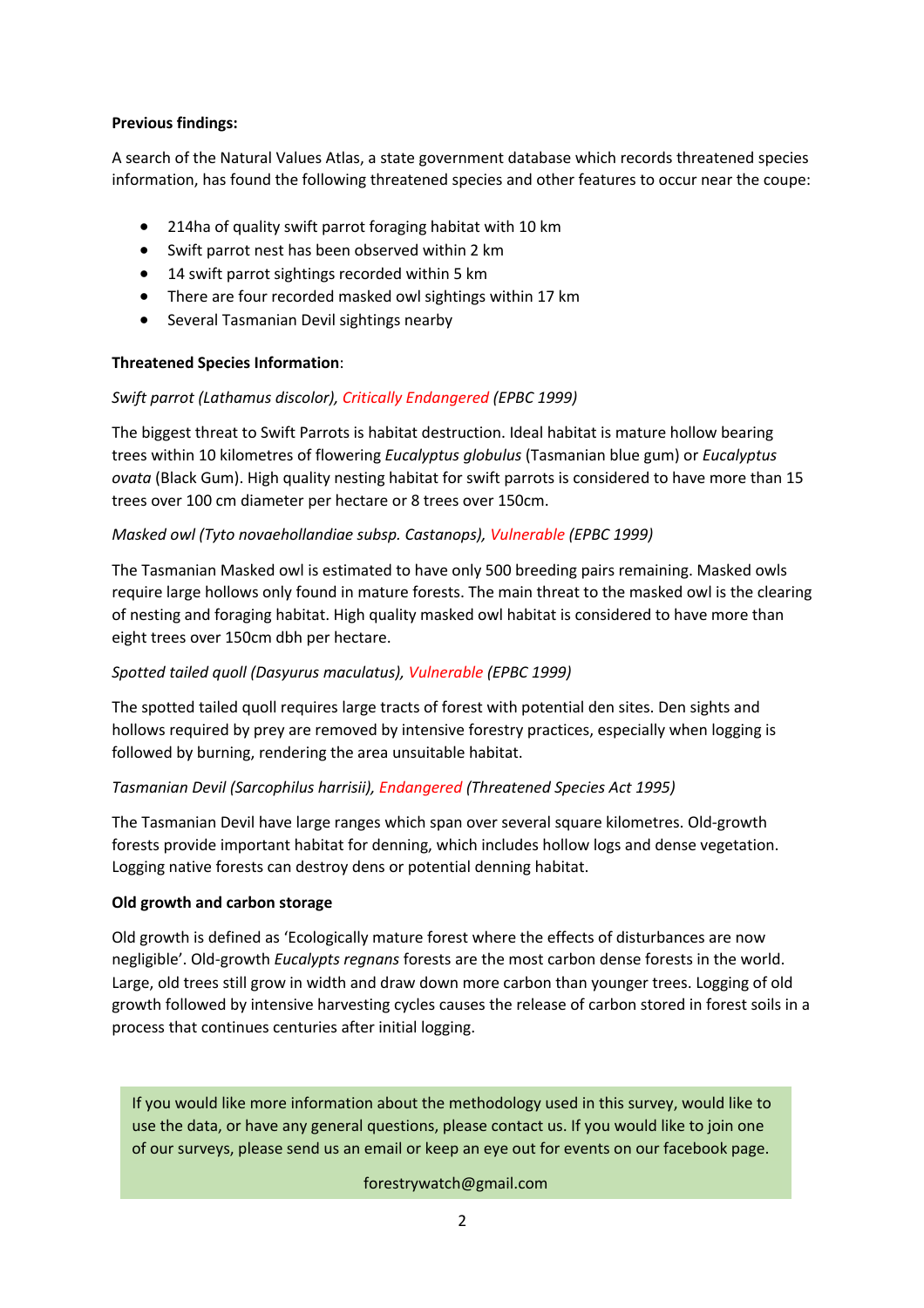**Previous findings:**

A search of the Natural Values Atlas, a state government database which records threatened species information, has found the following threatened species and other features to occur near the coupe:

- 214ha of quality swift parrot foraging habitat with 10 km
- Swift parrot nest has been observed within 2 km
- 14 swift parrot sightings recorded within 5 km
- There are four recorded masked owl sightings within 17 km
- Several Tasmanian Devil sightings nearby

**Threatened Species Information**:

*Swift parrot (Lathamus discolor), Critically Endangered (EPBC 1999)*

The biggest threat to Swift Parrots is habitat destruction. Ideal habitat is mature hollow bearing trees within 10 kilometres of flowering *Eucalyptus globulus* (Tasmanian blue gum) or *Eucalyptus ovata* (Black Gum). High quality nesting habitat for swift parrots is considered to have more than 15 trees over 100 cm diameter per hectare or 8 trees over 150cm.

*Masked owl (Tyto novaehollandiae subsp. Castanops), Vulnerable (EPBC 1999)*

The Tasmanian Masked owl is estimated to have only 500 breeding pairs remaining. Masked owls require large hollows only found in mature forests. The main threat to the masked owl is the clearing of nesting and foraging habitat. High quality masked owl habitat is considered to have more than eight trees over 150cm dbh per hectare.

*Spotted tailed quoll (Dasyurus maculatus), Vulnerable (EPBC 1999)*

The spotted tailed quoll requires large tracts of forest with potential den sites. Den sights and hollows required by prey are removed by intensive forestry practices, especially when logging is followed by burning, rendering the area unsuitable habitat.

*Tasmanian Devil (Sarcophilus harrisii), Endangered (Threatened Species Act 1995)*

The Tasmanian Devil have large ranges which span over several square kilometres. Old-growth forests provide important habitat for denning, which includes hollow logs and dense vegetation. Logging native forests can destroy dens or potential denning habitat.

**Old growth and carbon storage**

Old growth is defined as 'Ecologically mature forest where the effects of disturbances are now negligible'. Old-growth *Eucalypts regnans* forests are the most carbon dense forests in the world. Large, old trees still grow in width and draw down more carbon than younger trees. Logging of old growth followed by intensive harvesting cycles causes the release of carbon stored in forest soils in a process that continues centuries after initial logging.

If you would like more information about the methodology used in this survey, would like to use the data, or have any general questions, please contact us. If you would like to join one of our surveys, please send us an email or keep an eye out for events on our facebook page.

forestrywatch@gmail.com